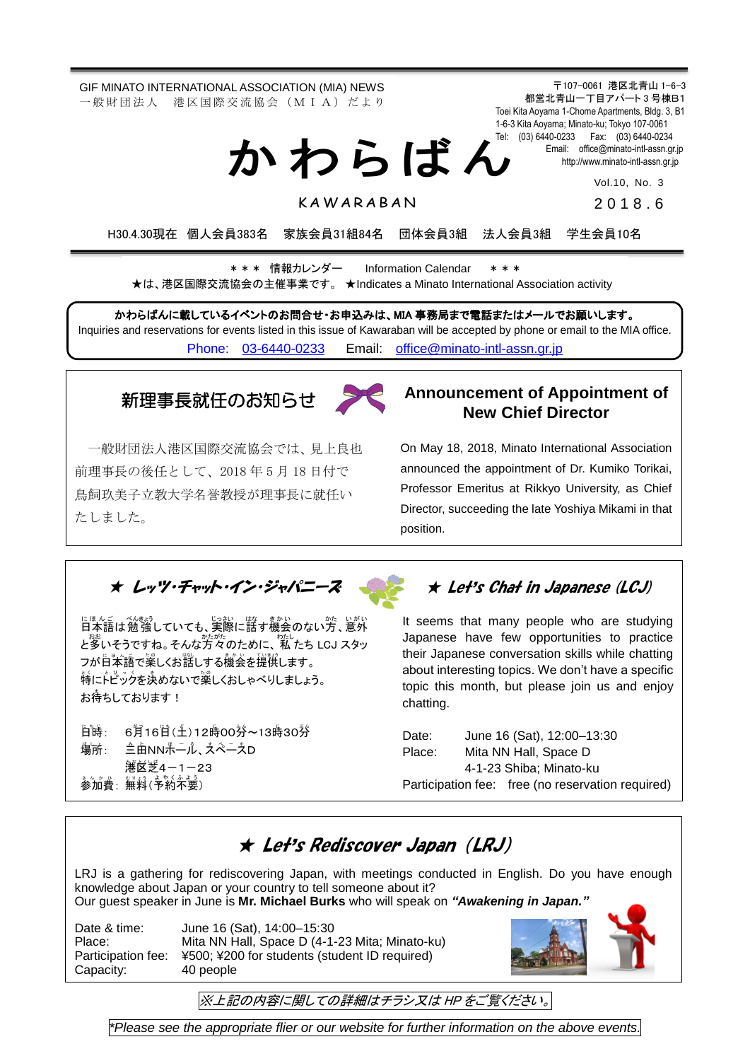GIF MINATO INTERNATIONAL ASSOCIATION (MIA) NEWS
一般財団法人　港区国際交流協会（ＭＩＡ）だより

〒107-0061 港区北青山 1-6-3
都営北青山一丁目アパート3号棟B1
Toei Kita Aoyama 1-Chome Apartments, Bldg. 3, B1
1-6-3 Kita Aoyama; Minato-ku; Tokyo 107-0061
Tel: (03) 6440-0233　Fax: (03) 6440-0234
Email: office@minato-intl-assn.gr.jp
http://www.minato-intl-assn.gr.jp

# かわらばん

KAWARABAN

Vol.10, No. 3
2018.6

H30.4.30現在　個人会員383名　家族会員31組84名　団体会員3組　法人会員3組　学生会員10名

＊＊＊ 情報カレンダー　Information Calendar ＊＊＊
★は、港区国際交流協会の主催事業です。 ★Indicates a Minato International Association activity

**かわらばんに載しているイベントのお問合せ・お申込みは、MIA 事務局まで電話またはメールでお願いします。**
Inquiries and reservations for events listed in this issue of Kawaraban will be accepted by phone or email to the MIA office.
Phone: 03-6440-0233　Email: office@minato-intl-assn.gr.jp

## 新理事長就任のお知らせ

一般財団法人港区国際交流協会では、見上良也前理事長の後任として、2018年5月18日付で鳥飼玖美子立教大学名誉教授が理事長に就任いたしました。

## Announcement of Appointment of New Chief Director

On May 18, 2018, Minato International Association announced the appointment of Dr. Kumiko Torikai, Professor Emeritus at Rikkyo University, as Chief Director, succeeding the late Yoshiya Mikami in that position.

## ★ レッツ・チャット・イン・ジャパニーズ

日本語は勉強していても、実際に話す機会のない方、意外と多いそうですね。そんな方々のために、私たち LCJ スタッフが日本語で楽しくお話しする機会を提供します。
特にトピックを決めないで楽しくおしゃべりしましょう。
お待ちしております！

日時：　6月16日（土）12時00分～13時30分
場所：　三田NNホール、スペースD
　　　　港区芝4－1－23
参加費：無料（予約不要）

## ★ Let's Chat in Japanese (LCJ)

It seems that many people who are studying Japanese have few opportunities to practice their Japanese conversation skills while chatting about interesting topics. We don't have a specific topic this month, but please join us and enjoy chatting.

Date: June 16 (Sat), 12:00–13:30
Place: Mita NN Hall, Space D
4-1-23 Shiba; Minato-ku
Participation fee: free (no reservation required)

## ★ Let's Rediscover Japan (LRJ)

LRJ is a gathering for rediscovering Japan, with meetings conducted in English. Do you have enough knowledge about Japan or your country to tell someone about it?
Our guest speaker in June is **Mr. Michael Burks** who will speak on ***"Awakening in Japan."***

Date & time: June 16 (Sat), 14:00–15:30
Place: Mita NN Hall, Space D (4-1-23 Mita; Minato-ku)
Participation fee: ¥500; ¥200 for students (student ID required)
Capacity: 40 people

*※上記の内容に関しての詳細はチラシ又は HP をご覧ください。*

*\*Please see the appropriate flier or our website for further information on the above events.*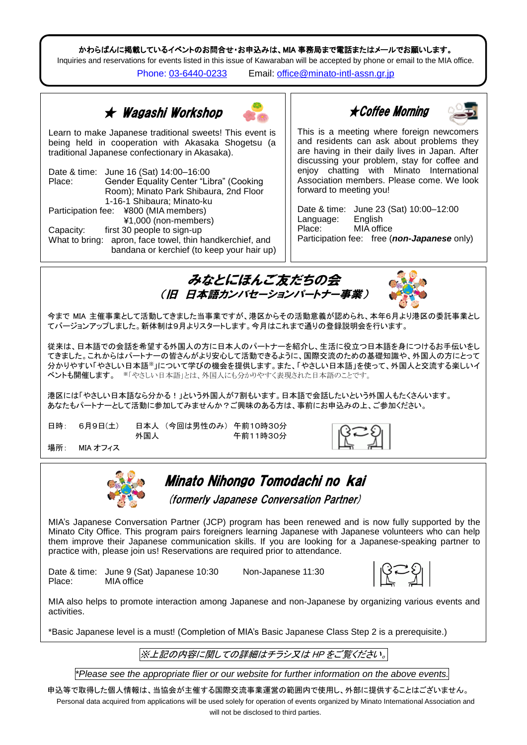**かわらばんに掲載しているイベントのお問合せ・お申込みは、MIA 事務局まで電話またはメールでお願いします。**

Inquiries and reservations for events listed in this issue of Kawaraban will be accepted by phone or email to the MIA office.

Phone: 03-6440-0233　　Email: office@minato-intl-assn.gr.jp

## ★ Wagashi Workshop

Learn to make Japanese traditional sweets! This event is being held in cooperation with Akasaka Shogetsu (a traditional Japanese confectionary in Akasaka).

Date & time: June 16 (Sat) 14:00–16:00
Place: Gender Equality Center "Libra" (Cooking Room); Minato Park Shibaura, 2nd Floor 1-16-1 Shibaura; Minato-ku
Participation fee: ¥800 (MIA members)
¥1,000 (non-members)
Capacity: first 30 people to sign-up
What to bring: apron, face towel, thin handkerchief, and bandana or kerchief (to keep your hair up)

## ★Coffee Morning

This is a meeting where foreign newcomers and residents can ask about problems they are having in their daily lives in Japan. After discussing your problem, stay for coffee and enjoy chatting with Minato International Association members. Please come. We look forward to meeting you!

Date & time: June 23 (Sat) 10:00–12:00
Language: English
Place: MIA office
Participation fee: free (***non-Japanese*** only)

## みなとにほんご友だちの会
### （旧　日本語カンバセーションパートナー事業）

今までMIA主催事業として活動してきました当事業ですが、港区からその活動意義が認められ、本年6月より港区の委託事業としてバージョンアップしました。新体制は9月よりスタートします。今月はこれまで通りの登録説明会を行います。

従来は、日本語での会話を希望する外国人の方に日本人のパートナーを紹介し、生活に役立つ日本語を身につけるお手伝いをしてきました。これからはパートナーの皆さんがより安心して活動できるように、国際交流のための基礎知識や、外国人の方にとって分かりやすい「やさしい日本語※」について学びの機会を提供します。また、「やさしい日本語」を使って、外国人と交流する楽しいイベントも開催します。　※「やさしい日本語」とは、外国人にも分かりやすく表現された日本語のことです。

港区には「やさしい日本語なら分かる！」という外国人が7割もいます。日本語で会話したいという外国人もたくさんいます。
あなたもパートナーとして活動に参加してみませんか？ご興味のある方は、事前にお申込みの上、ご参加ください。

日時：　6月9日(土)　　日本人（今回は男性のみ）午前10時30分
　　　　　　　　　　　外国人　　　　　　　　　午前11時30分
場所：　MIA オフィス

## Minato Nihongo Tomodachi no Kai
### (formerly Japanese Conversation Partner)

MIA's Japanese Conversation Partner (JCP) program has been renewed and is now fully supported by the Minato City Office. This program pairs foreigners learning Japanese with Japanese volunteers who can help them improve their Japanese communication skills. If you are looking for a Japanese-speaking partner to practice with, please join us! Reservations are required prior to attendance.

Date & time: June 9 (Sat) Japanese 10:30　　Non-Japanese 11:30
Place: MIA office

MIA also helps to promote interaction among Japanese and non-Japanese by organizing various events and activities.

*Basic Japanese level is a must! (Completion of MIA's Basic Japanese Class Step 2 is a prerequisite.)

*※上記の内容に関しての詳細はチラシ又はHPをご覧ください。*

*\*Please see the appropriate flier or our website for further information on the above events.*

申込等で取得した個人情報は、当協会が主催する国際交流事業運営の範囲内で使用し、外部に提供することはございません。
Personal data acquired from applications will be used solely for operation of events organized by Minato International Association and will not be disclosed to third parties.